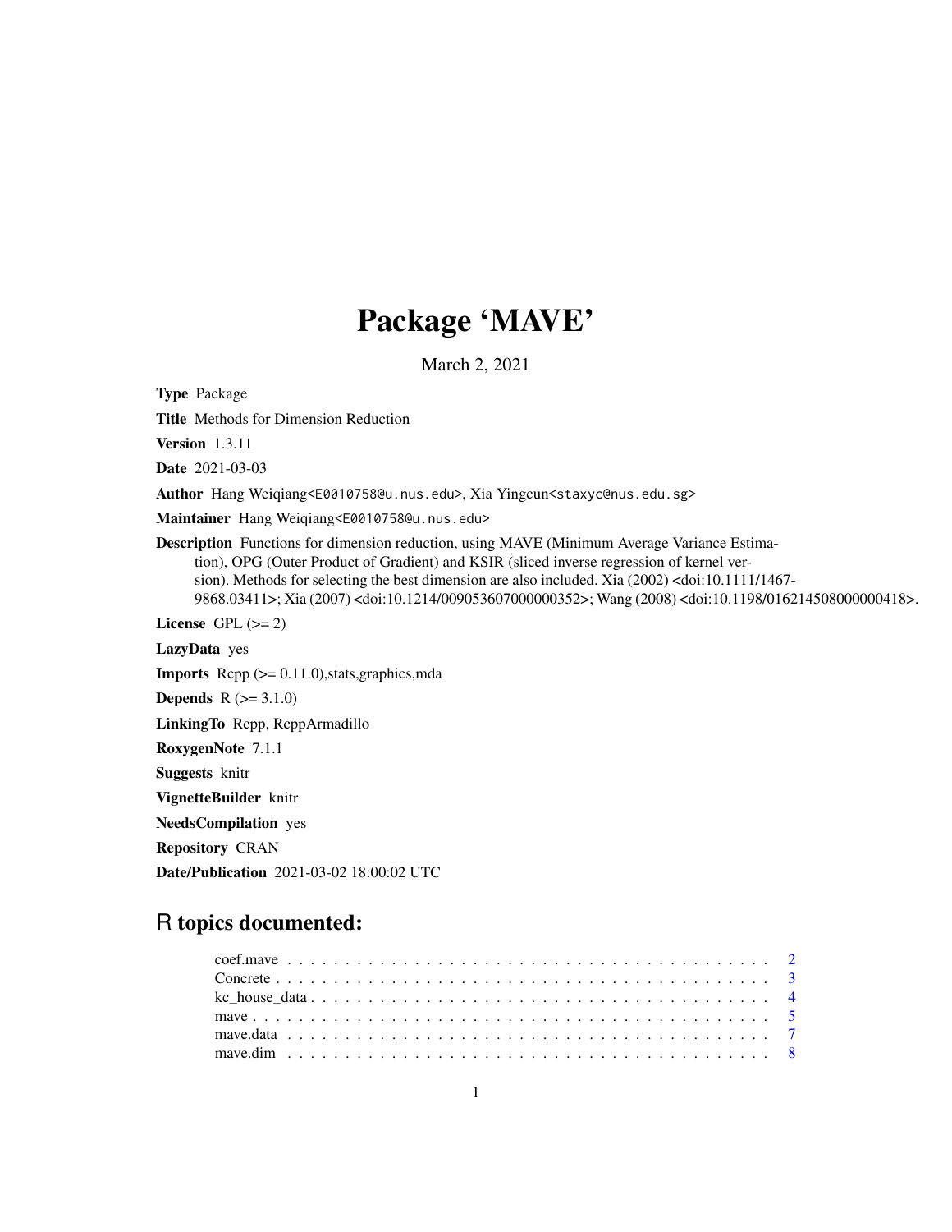# Package 'MAVE'

March 2, 2021

**Type** Package

**Title** Methods for Dimension Reduction

**Version** 1.3.11

**Date** 2021-03-03

**Author** Hang Weiqiang<E0010758@u.nus.edu>, Xia Yingcun<staxyc@nus.edu.sg>

**Maintainer** Hang Weiqiang<E0010758@u.nus.edu>

**Description** Functions for dimension reduction, using MAVE (Minimum Average Variance Estimation), OPG (Outer Product of Gradient) and KSIR (sliced inverse regression of kernel version). Methods for selecting the best dimension are also included. Xia (2002) <doi:10.1111/1467-9868.03411>; Xia (2007) <doi:10.1214/009053607000000352>; Wang (2008) <doi:10.1198/016214508000000418>.

**License** GPL (>= 2)

**LazyData** yes

**Imports** Rcpp (>= 0.11.0),stats,graphics,mda

**Depends** R (>= 3.1.0)

**LinkingTo** Rcpp, RcppArmadillo

**RoxygenNote** 7.1.1

**Suggests** knitr

**VignetteBuilder** knitr

**NeedsCompilation** yes

**Repository** CRAN

**Date/Publication** 2021-03-02 18:00:02 UTC

## R topics documented:

- coef.mave . . . . . . . . . . . . . . . . . . . . . . . . . . . . . . . . . . . . . . . . . 2
- Concrete . . . . . . . . . . . . . . . . . . . . . . . . . . . . . . . . . . . . . . . . . 3
- kc_house_data . . . . . . . . . . . . . . . . . . . . . . . . . . . . . . . . . . . . . . 4
- mave . . . . . . . . . . . . . . . . . . . . . . . . . . . . . . . . . . . . . . . . . . . 5
- mave.data . . . . . . . . . . . . . . . . . . . . . . . . . . . . . . . . . . . . . . . . 7
- mave.dim . . . . . . . . . . . . . . . . . . . . . . . . . . . . . . . . . . . . . . . . 8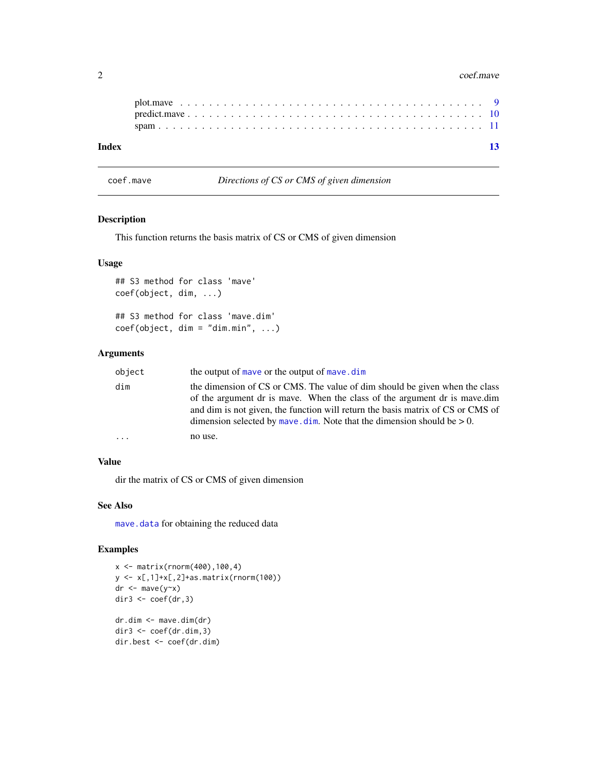plot.mave . . . . . . . . . . . . . . . . . . . . . . . . . . . . . . . . . . . . . . . 9
predict.mave . . . . . . . . . . . . . . . . . . . . . . . . . . . . . . . . . . . . . 10
spam . . . . . . . . . . . . . . . . . . . . . . . . . . . . . . . . . . . . . . . . . 11

**Index** **13**

---

`coef.mave` *Directions of CS or CMS of given dimension*

---

### Description

This function returns the basis matrix of CS or CMS of given dimension

### Usage

```
## S3 method for class 'mave'
coef(object, dim, ...)

## S3 method for class 'mave.dim'
coef(object, dim = "dim.min", ...)
```

### Arguments

| | |
|---|---|
| `object` | the output of `mave` or the output of `mave.dim` |
| `dim` | the dimension of CS or CMS. The value of dim should be given when the class of the argument dr is mave. When the class of the argument dr is mave.dim and dim is not given, the function will return the basis matrix of CS or CMS of dimension selected by `mave.dim`. Note that the dimension should be > 0. |
| `...` | no use. |

### Value

dir the matrix of CS or CMS of given dimension

### See Also

`mave.data` for obtaining the reduced data

### Examples

```
x <- matrix(rnorm(400),100,4)
y <- x[,1]+x[,2]+as.matrix(rnorm(100))
dr <- mave(y~x)
dir3 <- coef(dr,3)

dr.dim <- mave.dim(dr)
dir3 <- coef(dr.dim,3)
dir.best <- coef(dr.dim)
```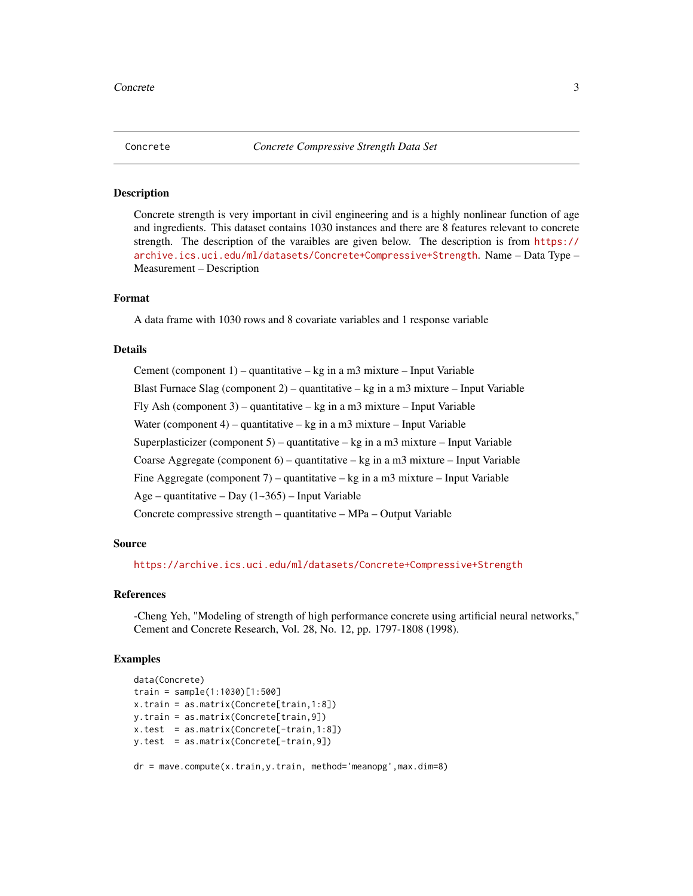Concrete — *Concrete Compressive Strength Data Set*

## Description

Concrete strength is very important in civil engineering and is a highly nonlinear function of age and ingredients. This dataset contains 1030 instances and there are 8 features relevant to concrete strength. The description of the varaibles are given below. The description is from https://archive.ics.uci.edu/ml/datasets/Concrete+Compressive+Strength. Name – Data Type – Measurement – Description

## Format

A data frame with 1030 rows and 8 covariate variables and 1 response variable

## Details

Cement (component 1) – quantitative – kg in a m3 mixture – Input Variable

Blast Furnace Slag (component 2) – quantitative – kg in a m3 mixture – Input Variable

Fly Ash (component 3) – quantitative – kg in a m3 mixture – Input Variable

Water (component 4) – quantitative – kg in a m3 mixture – Input Variable

Superplasticizer (component 5) – quantitative – kg in a m3 mixture – Input Variable

Coarse Aggregate (component 6) – quantitative – kg in a m3 mixture – Input Variable

Fine Aggregate (component 7) – quantitative – kg in a m3 mixture – Input Variable

Age – quantitative – Day (1~365) – Input Variable

Concrete compressive strength – quantitative – MPa – Output Variable

## Source

https://archive.ics.uci.edu/ml/datasets/Concrete+Compressive+Strength

## References

-Cheng Yeh, "Modeling of strength of high performance concrete using artificial neural networks," Cement and Concrete Research, Vol. 28, No. 12, pp. 1797-1808 (1998).

## Examples

```
data(Concrete)
train = sample(1:1030)[1:500]
x.train = as.matrix(Concrete[train,1:8])
y.train = as.matrix(Concrete[train,9])
x.test  = as.matrix(Concrete[-train,1:8])
y.test  = as.matrix(Concrete[-train,9])

dr = mave.compute(x.train,y.train, method='meanopg',max.dim=8)
```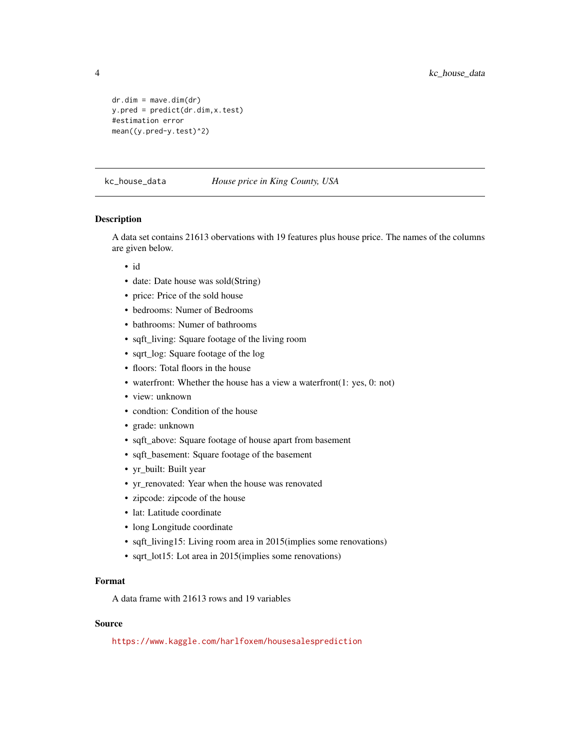```
dr.dim = mave.dim(dr)
y.pred = predict(dr.dim,x.test)
#estimation error
mean((y.pred-y.test)^2)
```

---

## kc_house_data — *House price in King County, USA*

---

### Description

A data set contains 21613 obervations with 19 features plus house price. The names of the columns are given below.

- id
- date: Date house was sold(String)
- price: Price of the sold house
- bedrooms: Numer of Bedrooms
- bathrooms: Numer of bathrooms
- sqft_living: Square footage of the living room
- sqrt_log: Square footage of the log
- floors: Total floors in the house
- waterfront: Whether the house has a view a waterfront(1: yes, 0: not)
- view: unknown
- condtion: Condition of the house
- grade: unknown
- sqft_above: Square footage of house apart from basement
- sqft_basement: Square footage of the basement
- yr_built: Built year
- yr_renovated: Year when the house was renovated
- zipcode: zipcode of the house
- lat: Latitude coordinate
- long Longitude coordinate
- sqft_living15: Living room area in 2015(implies some renovations)
- sqrt_lot15: Lot area in 2015(implies some renovations)

### Format

A data frame with 21613 rows and 19 variables

### Source

https://www.kaggle.com/harlfoxem/housesalesprediction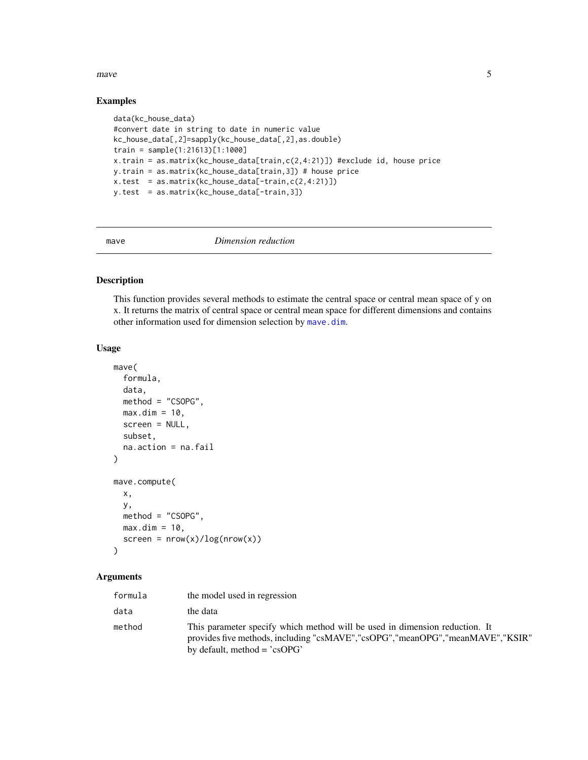## Examples

```
data(kc_house_data)
#convert date in string to date in numeric value
kc_house_data[,2]=sapply(kc_house_data[,2],as.double)
train = sample(1:21613)[1:1000]
x.train = as.matrix(kc_house_data[train,c(2,4:21)]) #exclude id, house price
y.train = as.matrix(kc_house_data[train,3]) # house price
x.test  = as.matrix(kc_house_data[-train,c(2,4:21)])
y.test  = as.matrix(kc_house_data[-train,3])
```

---

# mave — *Dimension reduction*

## Description

This function provides several methods to estimate the central space or central mean space of y on x. It returns the matrix of central space or central mean space for different dimensions and contains other information used for dimension selection by `mave.dim`.

## Usage

```
mave(
  formula,
  data,
  method = "CSOPG",
  max.dim = 10,
  screen = NULL,
  subset,
  na.action = na.fail
)

mave.compute(
  x,
  y,
  method = "CSOPG",
  max.dim = 10,
  screen = nrow(x)/log(nrow(x))
)
```

## Arguments

| | |
|---|---|
| `formula` | the model used in regression |
| `data` | the data |
| `method` | This parameter specify which method will be used in dimension reduction. It provides five methods, including "csMAVE","csOPG","meanOPG","meanMAVE","KSIR" by default, method = 'csOPG' |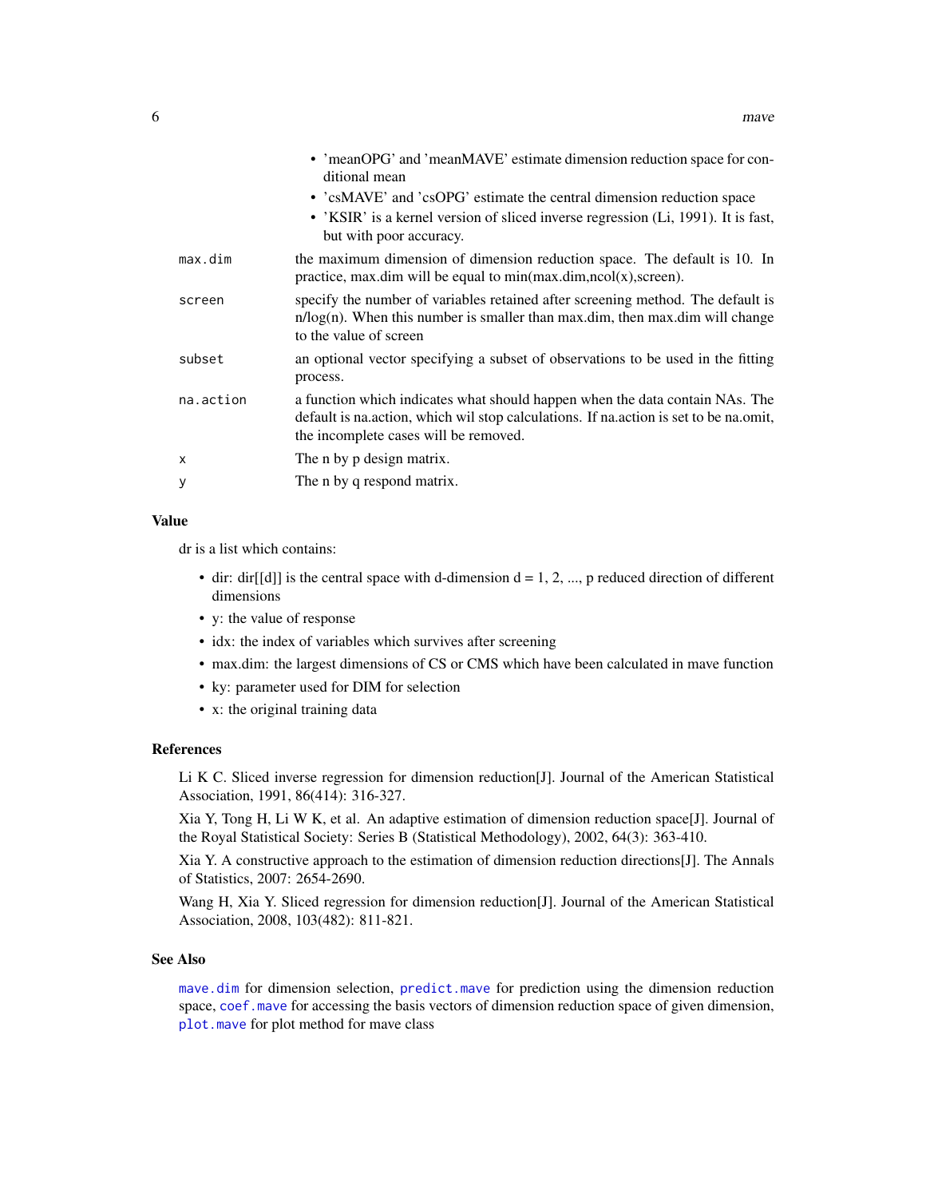- 'meanOPG' and 'meanMAVE' estimate dimension reduction space for conditional mean
- 'csMAVE' and 'csOPG' estimate the central dimension reduction space
- 'KSIR' is a kernel version of sliced inverse regression (Li, 1991). It is fast, but with poor accuracy.

| | |
|---|---|
| `max.dim` | the maximum dimension of dimension reduction space. The default is 10. In practice, max.dim will be equal to min(max.dim,ncol(x),screen). |
| `screen` | specify the number of variables retained after screening method. The default is n/log(n). When this number is smaller than max.dim, then max.dim will change to the value of screen |
| `subset` | an optional vector specifying a subset of observations to be used in the fitting process. |
| `na.action` | a function which indicates what should happen when the data contain NAs. The default is na.action, which wil stop calculations. If na.action is set to be na.omit, the incomplete cases will be removed. |
| `x` | The n by p design matrix. |
| `y` | The n by q respond matrix. |

## Value

dr is a list which contains:

- dir: dir[[d]] is the central space with d-dimension d = 1, 2, ..., p reduced direction of different dimensions
- y: the value of response
- idx: the index of variables which survives after screening
- max.dim: the largest dimensions of CS or CMS which have been calculated in mave function
- ky: parameter used for DIM for selection
- x: the original training data

## References

Li K C. Sliced inverse regression for dimension reduction[J]. Journal of the American Statistical Association, 1991, 86(414): 316-327.

Xia Y, Tong H, Li W K, et al. An adaptive estimation of dimension reduction space[J]. Journal of the Royal Statistical Society: Series B (Statistical Methodology), 2002, 64(3): 363-410.

Xia Y. A constructive approach to the estimation of dimension reduction directions[J]. The Annals of Statistics, 2007: 2654-2690.

Wang H, Xia Y. Sliced regression for dimension reduction[J]. Journal of the American Statistical Association, 2008, 103(482): 811-821.

## See Also

`mave.dim` for dimension selection, `predict.mave` for prediction using the dimension reduction space, `coef.mave` for accessing the basis vectors of dimension reduction space of given dimension, `plot.mave` for plot method for mave class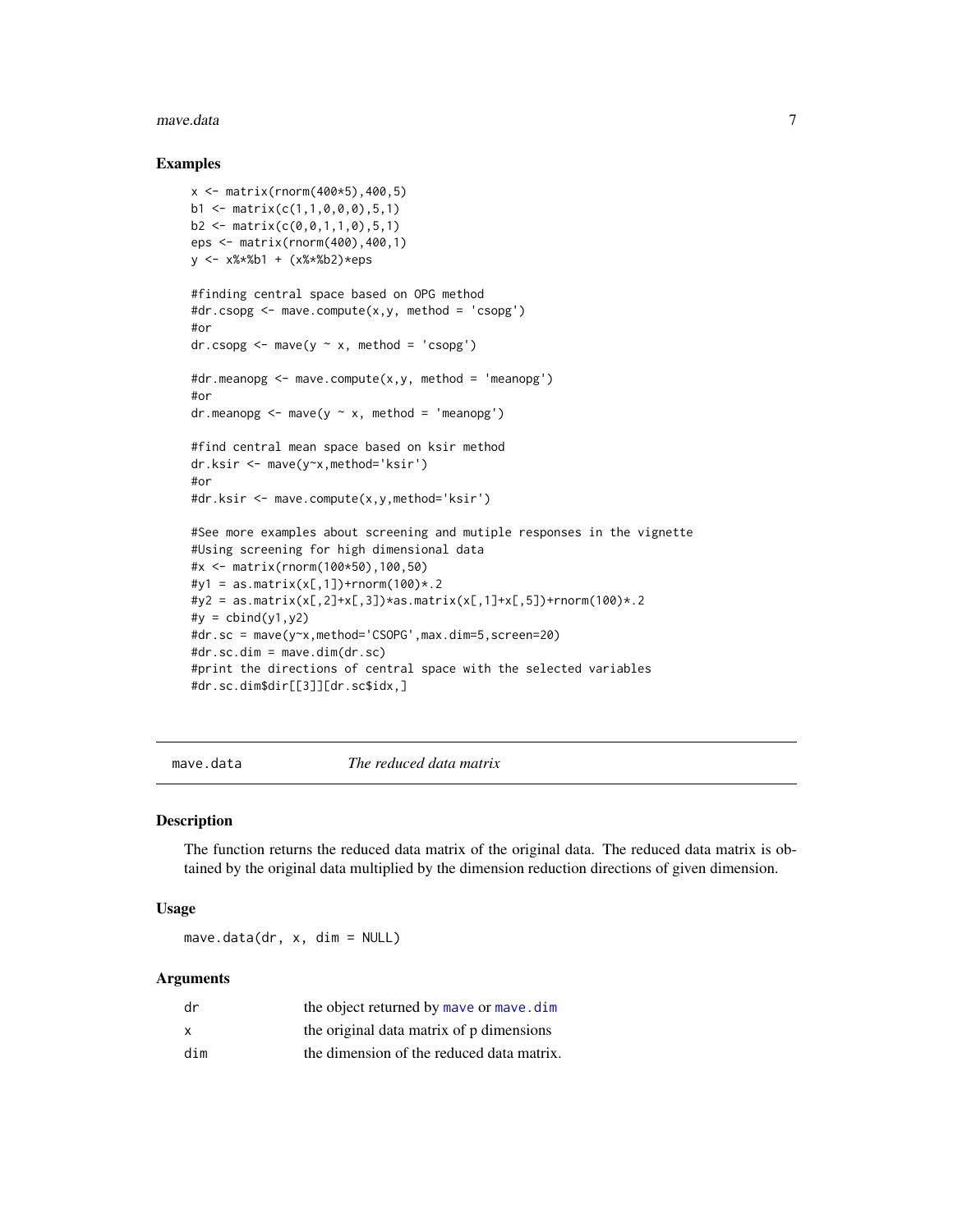### Examples

```
x <- matrix(rnorm(400*5),400,5)
b1 <- matrix(c(1,1,0,0,0),5,1)
b2 <- matrix(c(0,0,1,1,0),5,1)
eps <- matrix(rnorm(400),400,1)
y <- x%*%b1 + (x%*%b2)*eps

#finding central space based on OPG method
#dr.csopg <- mave.compute(x,y, method = 'csopg')
#or
dr.csopg <- mave(y ~ x, method = 'csopg')

#dr.meanopg <- mave.compute(x,y, method = 'meanopg')
#or
dr.meanopg <- mave(y ~ x, method = 'meanopg')

#find central mean space based on ksir method
dr.ksir <- mave(y~x,method='ksir')
#or
#dr.ksir <- mave.compute(x,y,method='ksir')

#See more examples about screening and mutiple responses in the vignette
#Using screening for high dimensional data
#x <- matrix(rnorm(100*50),100,50)
#y1 = as.matrix(x[,1])+rnorm(100)*.2
#y2 = as.matrix(x[,2]+x[,3])*as.matrix(x[,1]+x[,5])+rnorm(100)*.2
#y = cbind(y1,y2)
#dr.sc = mave(y~x,method='CSOPG',max.dim=5,screen=20)
#dr.sc.dim = mave.dim(dr.sc)
#print the directions of central space with the selected variables
#dr.sc.dim$dir[[3]][dr.sc$idx,]
```

---

## mave.data — *The reduced data matrix*

### Description

The function returns the reduced data matrix of the original data. The reduced data matrix is obtained by the original data multiplied by the dimension reduction directions of given dimension.

### Usage

```
mave.data(dr, x, dim = NULL)
```

### Arguments

| | |
|---|---|
| dr | the object returned by mave or mave.dim |
| x | the original data matrix of p dimensions |
| dim | the dimension of the reduced data matrix. |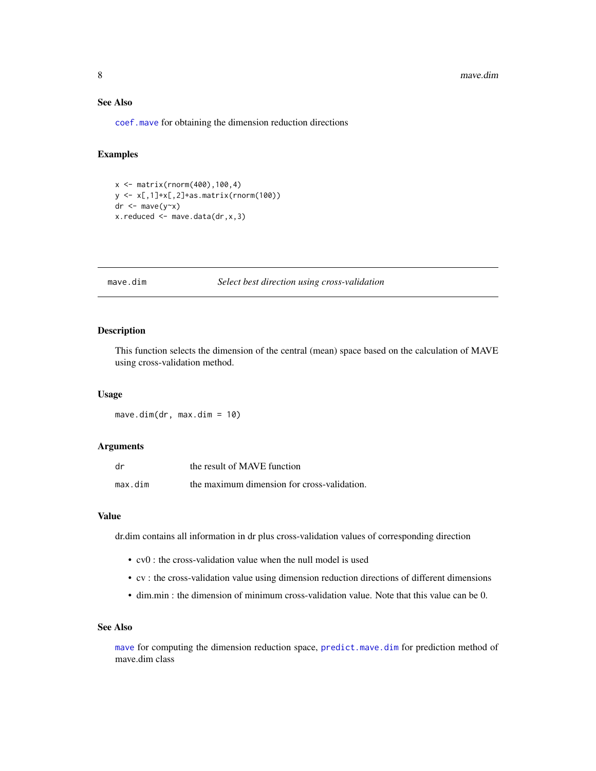### See Also

`coef.mave` for obtaining the dimension reduction directions

### Examples

```
x <- matrix(rnorm(400),100,4)
y <- x[,1]+x[,2]+as.matrix(rnorm(100))
dr <- mave(y~x)
x.reduced <- mave.data(dr,x,3)
```

---

## mave.dim — *Select best direction using cross-validation*

---

### Description

This function selects the dimension of the central (mean) space based on the calculation of MAVE using cross-validation method.

### Usage

```
mave.dim(dr, max.dim = 10)
```

### Arguments

| | |
|---|---|
| `dr` | the result of MAVE function |
| `max.dim` | the maximum dimension for cross-validation. |

### Value

dr.dim contains all information in dr plus cross-validation values of corresponding direction

- cv0 : the cross-validation value when the null model is used
- cv : the cross-validation value using dimension reduction directions of different dimensions
- dim.min : the dimension of minimum cross-validation value. Note that this value can be 0.

### See Also

`mave` for computing the dimension reduction space, `predict.mave.dim` for prediction method of mave.dim class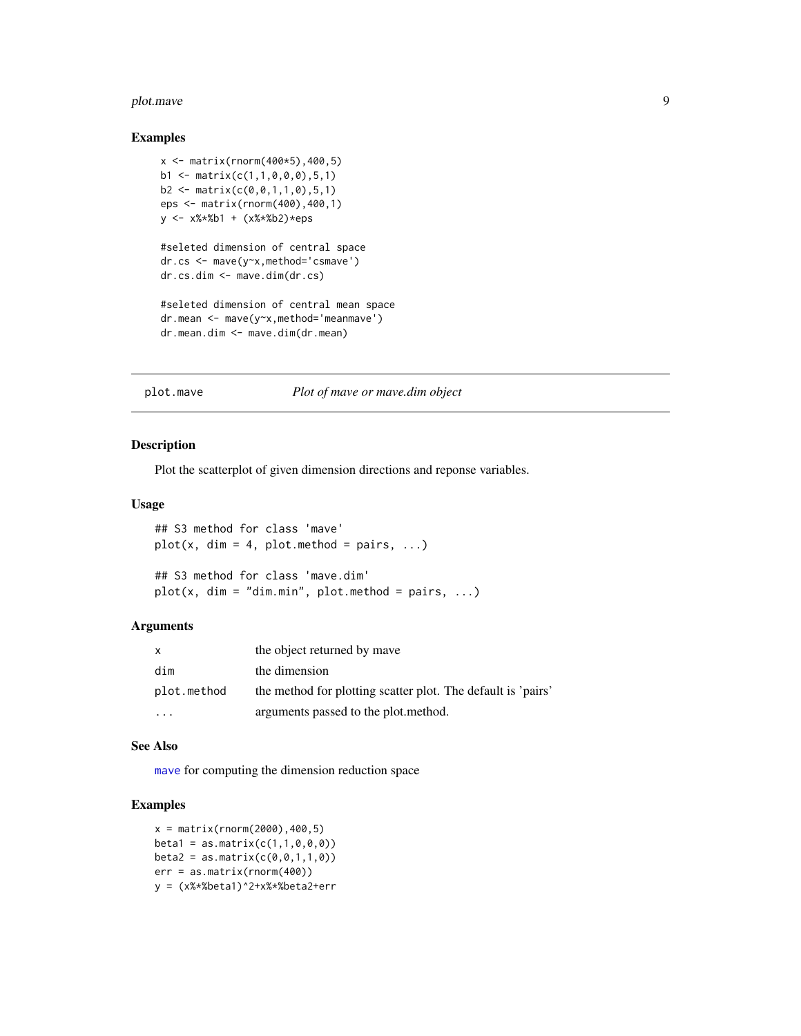### Examples

```
x <- matrix(rnorm(400*5),400,5)
b1 <- matrix(c(1,1,0,0,0),5,1)
b2 <- matrix(c(0,0,1,1,0),5,1)
eps <- matrix(rnorm(400),400,1)
y <- x%*%b1 + (x%*%b2)*eps

#seleted dimension of central space
dr.cs <- mave(y~x,method='csmave')
dr.cs.dim <- mave.dim(dr.cs)

#seleted dimension of central mean space
dr.mean <- mave(y~x,method='meanmave')
dr.mean.dim <- mave.dim(dr.mean)
```

---

## plot.mave — *Plot of mave or mave.dim object*

---

### Description

Plot the scatterplot of given dimension directions and reponse variables.

### Usage

```
## S3 method for class 'mave'
plot(x, dim = 4, plot.method = pairs, ...)

## S3 method for class 'mave.dim'
plot(x, dim = "dim.min", plot.method = pairs, ...)
```

### Arguments

| | |
|---|---|
| x | the object returned by mave |
| dim | the dimension |
| plot.method | the method for plotting scatter plot. The default is 'pairs' |
| ... | arguments passed to the plot.method. |

### See Also

mave for computing the dimension reduction space

### Examples

```
x = matrix(rnorm(2000),400,5)
beta1 = as.matrix(c(1,1,0,0,0))
beta2 = as.matrix(c(0,0,1,1,0))
err = as.matrix(rnorm(400))
y = (x%*%beta1)^2+x%*%beta2+err
```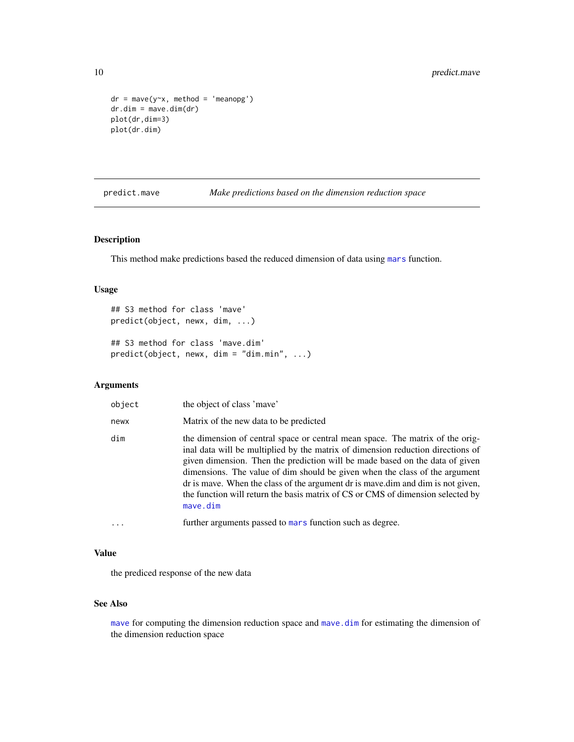```
dr = mave(y~x, method = 'meanopg')
dr.dim = mave.dim(dr)
plot(dr,dim=3)
plot(dr.dim)
```

## predict.mave — *Make predictions based on the dimension reduction space*

### Description

This method make predictions based the reduced dimension of data using `mars` function.

### Usage

```
## S3 method for class 'mave'
predict(object, newx, dim, ...)

## S3 method for class 'mave.dim'
predict(object, newx, dim = "dim.min", ...)
```

### Arguments

| | |
|---|---|
| `object` | the object of class 'mave' |
| `newx` | Matrix of the new data to be predicted |
| `dim` | the dimension of central space or central mean space. The matrix of the original data will be multiplied by the matrix of dimension reduction directions of given dimension. Then the prediction will be made based on the data of given dimensions. The value of dim should be given when the class of the argument dr is mave. When the class of the argument dr is mave.dim and dim is not given, the function will return the basis matrix of CS or CMS of dimension selected by `mave.dim` |
| `...` | further arguments passed to `mars` function such as degree. |

### Value

the prediced response of the new data

### See Also

`mave` for computing the dimension reduction space and `mave.dim` for estimating the dimension of the dimension reduction space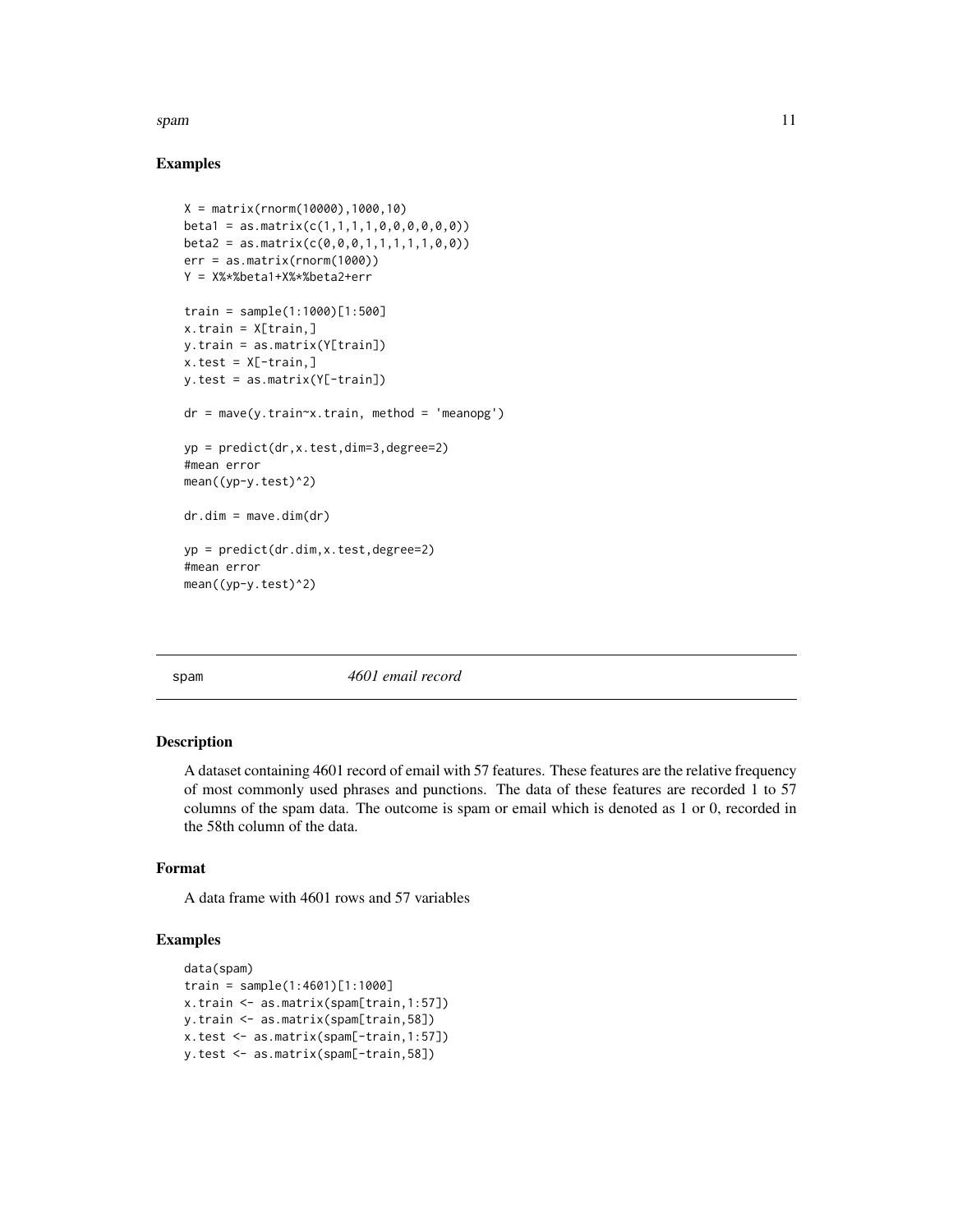## Examples

```
X = matrix(rnorm(10000),1000,10)
beta1 = as.matrix(c(1,1,1,1,0,0,0,0,0,0))
beta2 = as.matrix(c(0,0,0,1,1,1,1,1,0,0))
err = as.matrix(rnorm(1000))
Y = X%*%beta1+X%*%beta2+err

train = sample(1:1000)[1:500]
x.train = X[train,]
y.train = as.matrix(Y[train])
x.test = X[-train,]
y.test = as.matrix(Y[-train])

dr = mave(y.train~x.train, method = 'meanopg')

yp = predict(dr,x.test,dim=3,degree=2)
#mean error
mean((yp-y.test)^2)

dr.dim = mave.dim(dr)

yp = predict(dr.dim,x.test,degree=2)
#mean error
mean((yp-y.test)^2)
```

---

spam *4601 email record*

---

## Description

A dataset containing 4601 record of email with 57 features. These features are the relative frequency of most commonly used phrases and punctions. The data of these features are recorded 1 to 57 columns of the spam data. The outcome is spam or email which is denoted as 1 or 0, recorded in the 58th column of the data.

## Format

A data frame with 4601 rows and 57 variables

## Examples

```
data(spam)
train = sample(1:4601)[1:1000]
x.train <- as.matrix(spam[train,1:57])
y.train <- as.matrix(spam[train,58])
x.test <- as.matrix(spam[-train,1:57])
y.test <- as.matrix(spam[-train,58])
```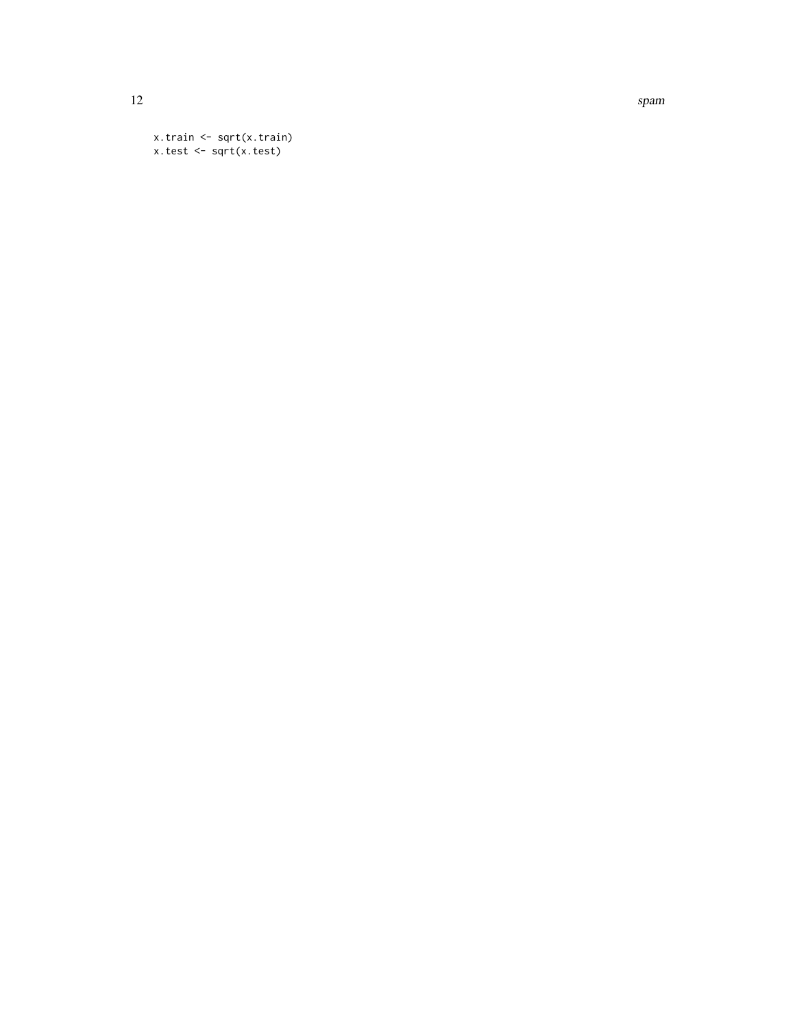```
x.train <- sqrt(x.train)
x.test <- sqrt(x.test)
```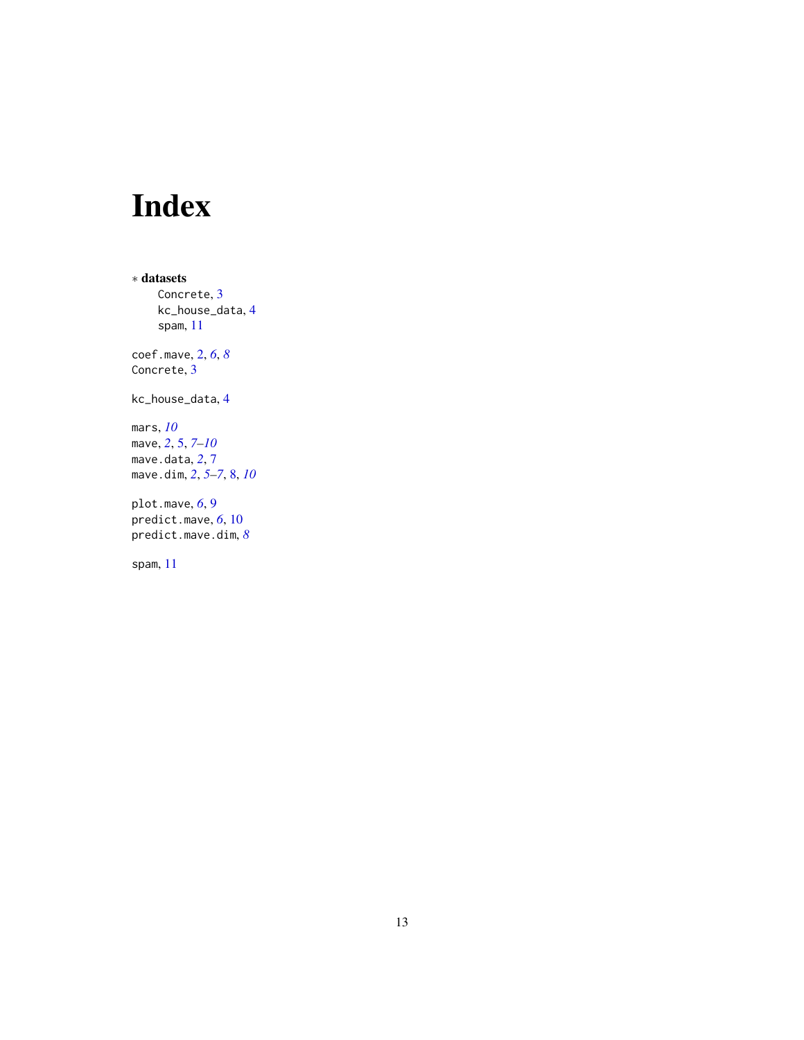# Index

∗ **datasets**

  Concrete, 3
  kc_house_data, 4
  spam, 11

coef.mave, 2, *6*, *8*
Concrete, 3

kc_house_data, 4

mars, *10*
mave, *2*, 5, *7–10*
mave.data, *2*, 7
mave.dim, *2*, *5–7*, 8, *10*

plot.mave, *6*, 9
predict.mave, *6*, 10
predict.mave.dim, *8*

spam, 11